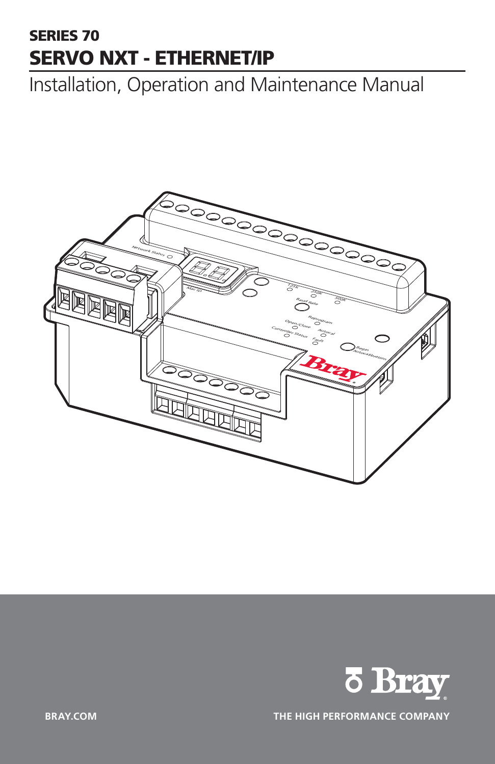**SERIES 70**

# SERVO NXT - ETHERNET/IP

## Installation, Operation and Maintenance Manual

BRAY.COM

THE HIGH PERFORMANCE COMPANY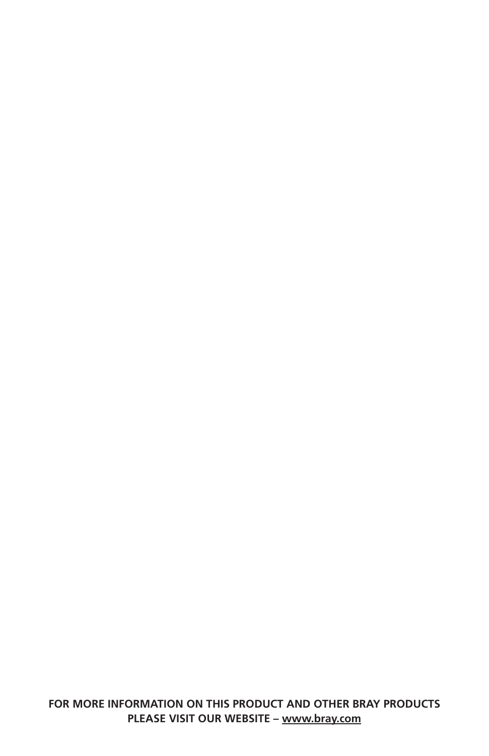**FOR MORE INFORMATION ON THIS PRODUCT AND OTHER BRAY PRODUCTS PLEASE VISIT OUR WEBSITE – www.bray.com**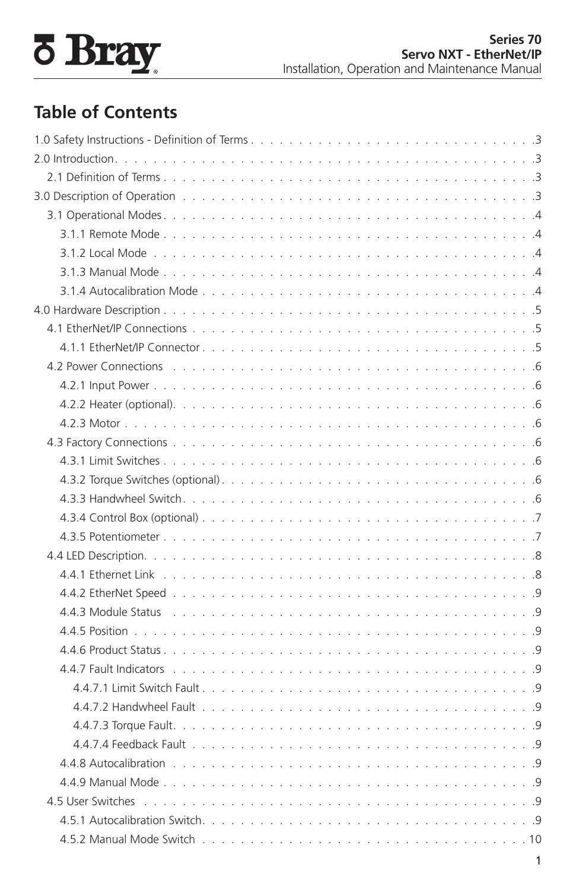# Table of Contents

1.0 Safety Instructions - Definition of Terms . . . 3

2.0 Introduction . . . 3

- 2.1 Definition of Terms . . . 3

3.0 Description of Operation . . . 3

- 3.1 Operational Modes . . . 4
  - 3.1.1 Remote Mode . . . 4
  - 3.1.2 Local Mode . . . 4
  - 3.1.3 Manual Mode . . . 4
  - 3.1.4 Autocalibration Mode . . . 4

4.0 Hardware Description . . . 5

- 4.1 EtherNet/IP Connections . . . 5
  - 4.1.1 EtherNet/IP Connector . . . 5
- 4.2 Power Connections . . . 6
  - 4.2.1 Input Power . . . 6
  - 4.2.2 Heater (optional) . . . 6
  - 4.2.3 Motor . . . 6
- 4.3 Factory Connections . . . 6
  - 4.3.1 Limit Switches . . . 6
  - 4.3.2 Torque Switches (optional) . . . 6
  - 4.3.3 Handwheel Switch . . . 6
  - 4.3.4 Control Box (optional) . . . 7
  - 4.3.5 Potentiometer . . . 7
- 4.4 LED Description . . . 8
  - 4.4.1 Ethernet Link . . . 8
  - 4.4.2 EtherNet Speed . . . 9
  - 4.4.3 Module Status . . . 9
  - 4.4.5 Position . . . 9
  - 4.4.6 Product Status . . . 9
  - 4.4.7 Fault Indicators . . . 9
    - 4.4.7.1 Limit Switch Fault . . . 9
    - 4.4.7.2 Handwheel Fault . . . 9
    - 4.4.7.3 Torque Fault . . . 9
    - 4.4.7.4 Feedback Fault . . . 9
  - 4.4.8 Autocalibration . . . 9
  - 4.4.9 Manual Mode . . . 9
- 4.5 User Switches . . . 9
  - 4.5.1 Autocalibration Switch . . . 9
  - 4.5.2 Manual Mode Switch . . . 10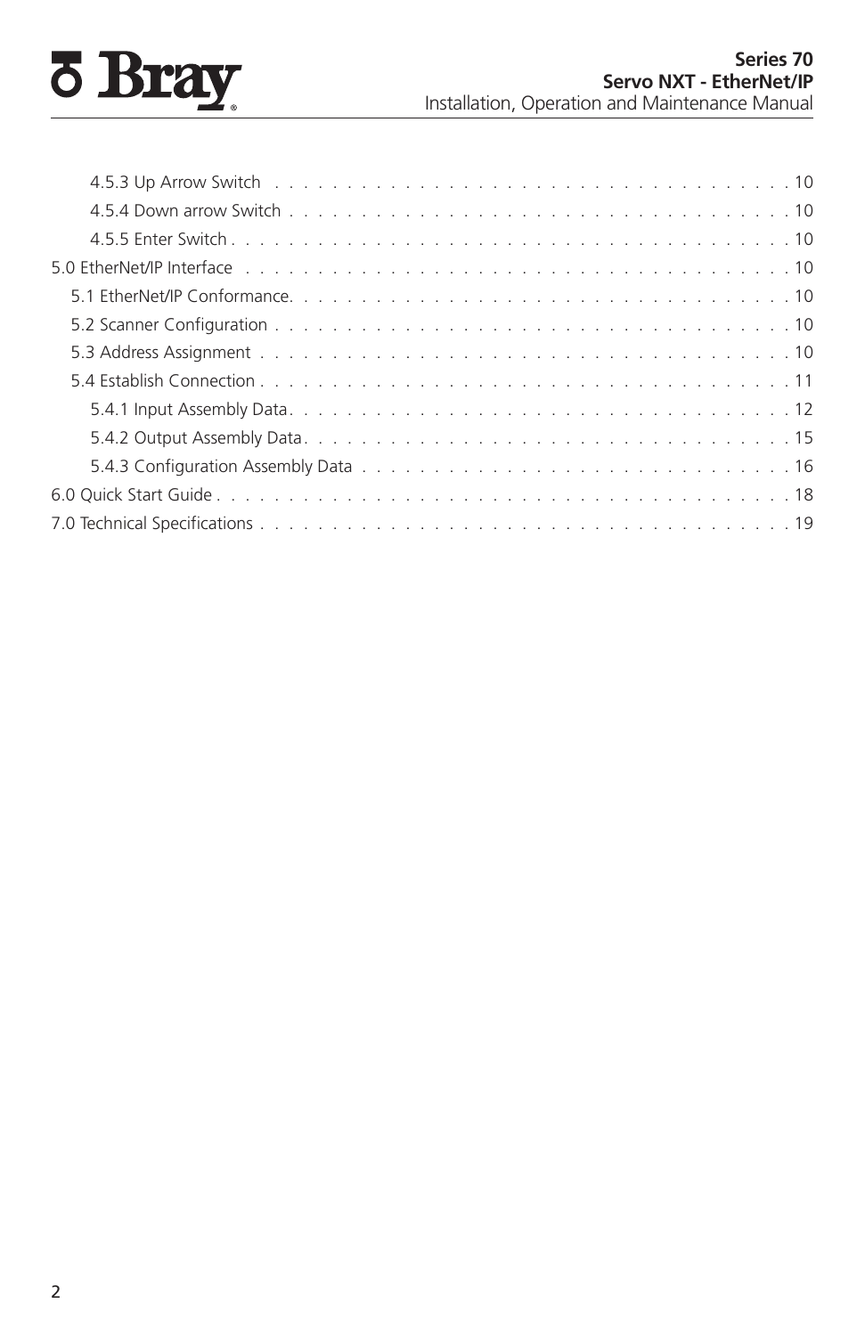4.5.3 Up Arrow Switch . . . . . . . . . . . . . . . . . . . . . . . . . . . . . . . . . . . . . 10
4.5.4 Down arrow Switch . . . . . . . . . . . . . . . . . . . . . . . . . . . . . . . . . . . . 10
4.5.5 Enter Switch . . . . . . . . . . . . . . . . . . . . . . . . . . . . . . . . . . . . . . . 10
5.0 EtherNet/IP Interface . . . . . . . . . . . . . . . . . . . . . . . . . . . . . . . . . . . . . 10
5.1 EtherNet/IP Conformance. . . . . . . . . . . . . . . . . . . . . . . . . . . . . . . . . . . 10
5.2 Scanner Configuration . . . . . . . . . . . . . . . . . . . . . . . . . . . . . . . . . . . . 10
5.3 Address Assignment . . . . . . . . . . . . . . . . . . . . . . . . . . . . . . . . . . . . . 10
5.4 Establish Connection . . . . . . . . . . . . . . . . . . . . . . . . . . . . . . . . . . . . . 11
5.4.1 Input Assembly Data. . . . . . . . . . . . . . . . . . . . . . . . . . . . . . . . . . . 12
5.4.2 Output Assembly Data. . . . . . . . . . . . . . . . . . . . . . . . . . . . . . . . . . 15
5.4.3 Configuration Assembly Data . . . . . . . . . . . . . . . . . . . . . . . . . . . . . . 16
6.0 Quick Start Guide . . . . . . . . . . . . . . . . . . . . . . . . . . . . . . . . . . . . . . 18
7.0 Technical Specifications . . . . . . . . . . . . . . . . . . . . . . . . . . . . . . . . . . . 19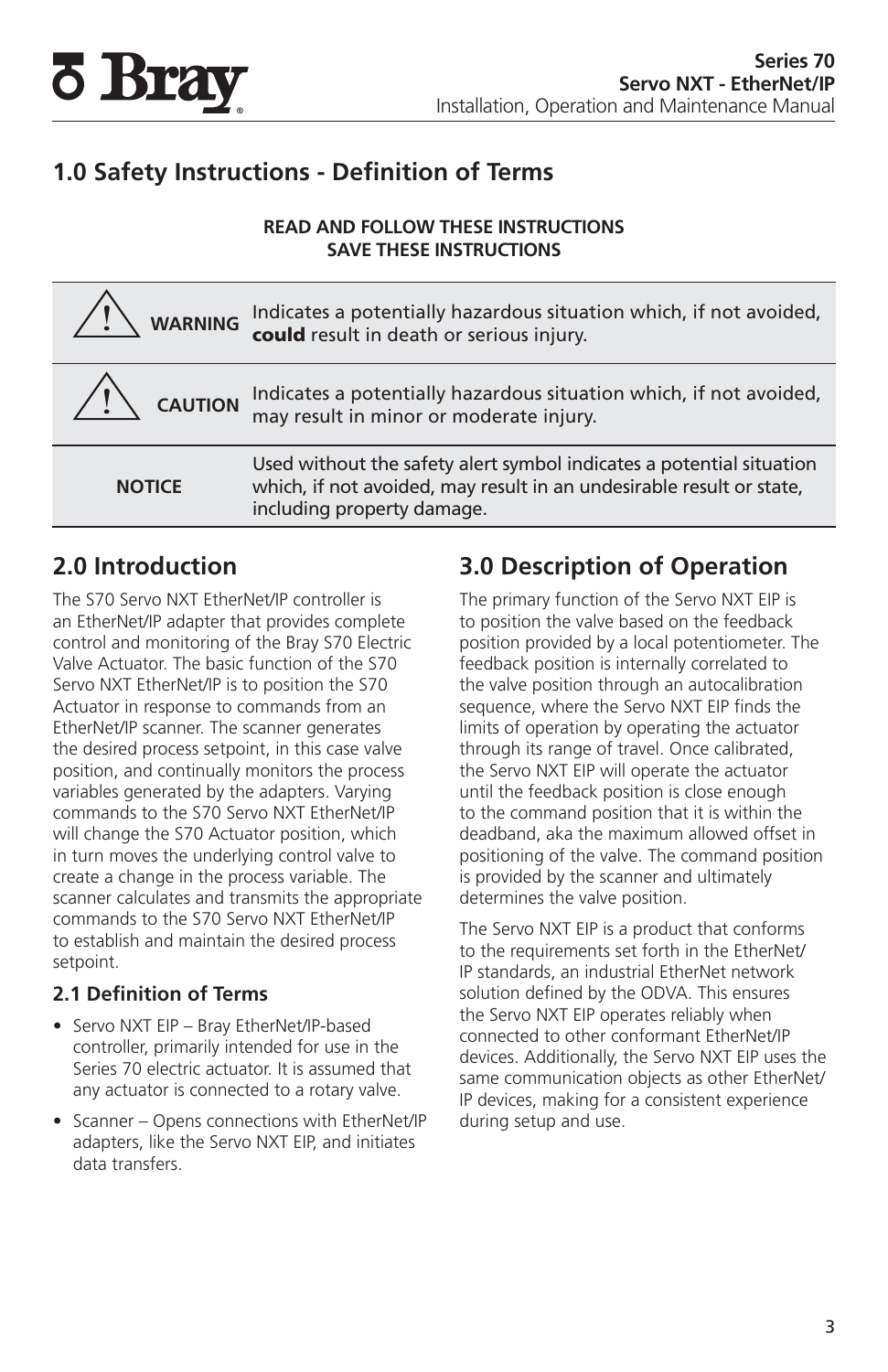## 1.0 Safety Instructions - Definition of Terms

**READ AND FOLLOW THESE INSTRUCTIONS**
**SAVE THESE INSTRUCTIONS**

| | |
|---|---|
| ⚠ **WARNING** | Indicates a potentially hazardous situation which, if not avoided, **could** result in death or serious injury. |
| ⚠ **CAUTION** | Indicates a potentially hazardous situation which, if not avoided, may result in minor or moderate injury. |
| **NOTICE** | Used without the safety alert symbol indicates a potential situation which, if not avoided, may result in an undesirable result or state, including property damage. |

## 2.0 Introduction

The S70 Servo NXT EtherNet/IP controller is an EtherNet/IP adapter that provides complete control and monitoring of the Bray S70 Electric Valve Actuator. The basic function of the S70 Servo NXT EtherNet/IP is to position the S70 Actuator in response to commands from an EtherNet/IP scanner. The scanner generates the desired process setpoint, in this case valve position, and continually monitors the process variables generated by the adapters. Varying commands to the S70 Servo NXT EtherNet/IP will change the S70 Actuator position, which in turn moves the underlying control valve to create a change in the process variable. The scanner calculates and transmits the appropriate commands to the S70 Servo NXT EtherNet/IP to establish and maintain the desired process setpoint.

### 2.1 Definition of Terms

- Servo NXT EIP – Bray EtherNet/IP-based controller, primarily intended for use in the Series 70 electric actuator. It is assumed that any actuator is connected to a rotary valve.
- Scanner – Opens connections with EtherNet/IP adapters, like the Servo NXT EIP, and initiates data transfers.

## 3.0 Description of Operation

The primary function of the Servo NXT EIP is to position the valve based on the feedback position provided by a local potentiometer. The feedback position is internally correlated to the valve position through an autocalibration sequence, where the Servo NXT EIP finds the limits of operation by operating the actuator through its range of travel. Once calibrated, the Servo NXT EIP will operate the actuator until the feedback position is close enough to the command position that it is within the deadband, aka the maximum allowed offset in positioning of the valve. The command position is provided by the scanner and ultimately determines the valve position.

The Servo NXT EIP is a product that conforms to the requirements set forth in the EtherNet/IP standards, an industrial EtherNet network solution defined by the ODVA. This ensures the Servo NXT EIP operates reliably when connected to other conformant EtherNet/IP devices. Additionally, the Servo NXT EIP uses the same communication objects as other EtherNet/IP devices, making for a consistent experience during setup and use.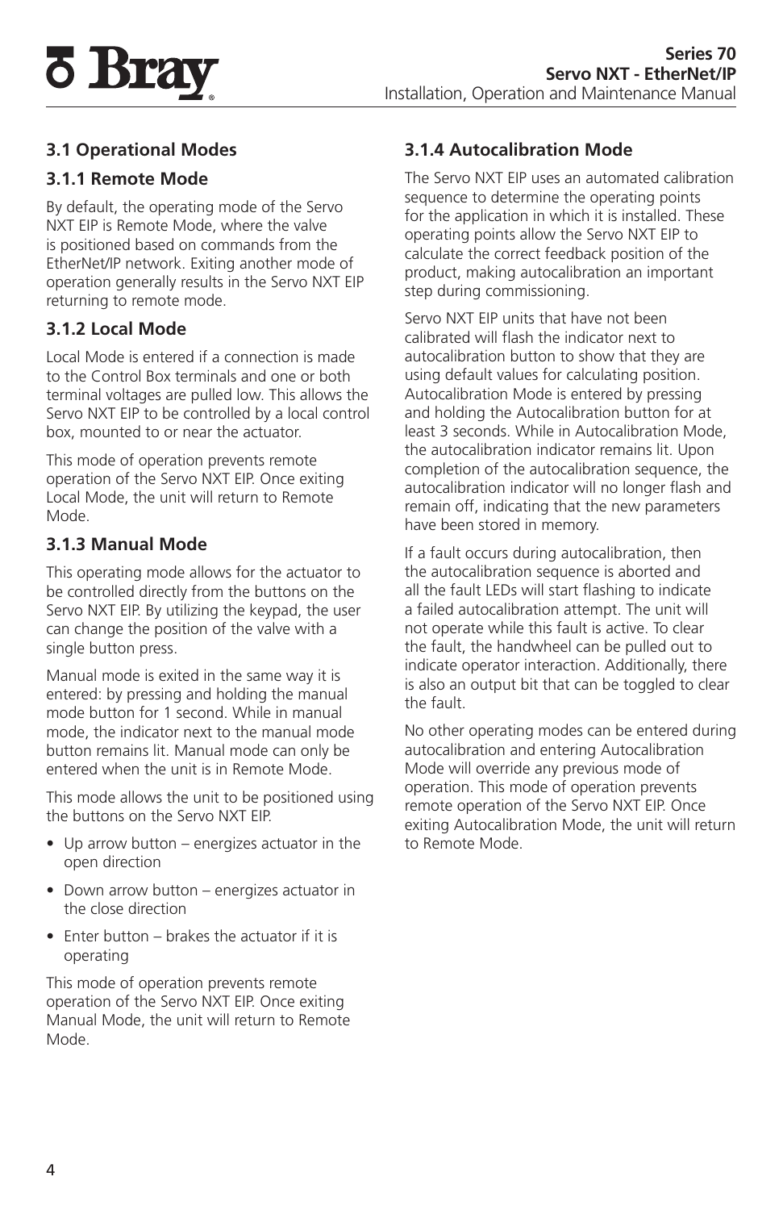### 3.1 Operational Modes

### 3.1.1 Remote Mode

By default, the operating mode of the Servo NXT EIP is Remote Mode, where the valve is positioned based on commands from the EtherNet/IP network. Exiting another mode of operation generally results in the Servo NXT EIP returning to remote mode.

### 3.1.2 Local Mode

Local Mode is entered if a connection is made to the Control Box terminals and one or both terminal voltages are pulled low. This allows the Servo NXT EIP to be controlled by a local control box, mounted to or near the actuator.

This mode of operation prevents remote operation of the Servo NXT EIP. Once exiting Local Mode, the unit will return to Remote Mode.

### 3.1.3 Manual Mode

This operating mode allows for the actuator to be controlled directly from the buttons on the Servo NXT EIP. By utilizing the keypad, the user can change the position of the valve with a single button press.

Manual mode is exited in the same way it is entered: by pressing and holding the manual mode button for 1 second. While in manual mode, the indicator next to the manual mode button remains lit. Manual mode can only be entered when the unit is in Remote Mode.

This mode allows the unit to be positioned using the buttons on the Servo NXT EIP.

- Up arrow button – energizes actuator in the open direction
- Down arrow button – energizes actuator in the close direction
- Enter button – brakes the actuator if it is operating

This mode of operation prevents remote operation of the Servo NXT EIP. Once exiting Manual Mode, the unit will return to Remote Mode.

### 3.1.4 Autocalibration Mode

The Servo NXT EIP uses an automated calibration sequence to determine the operating points for the application in which it is installed. These operating points allow the Servo NXT EIP to calculate the correct feedback position of the product, making autocalibration an important step during commissioning.

Servo NXT EIP units that have not been calibrated will flash the indicator next to autocalibration button to show that they are using default values for calculating position. Autocalibration Mode is entered by pressing and holding the Autocalibration button for at least 3 seconds. While in Autocalibration Mode, the autocalibration indicator remains lit. Upon completion of the autocalibration sequence, the autocalibration indicator will no longer flash and remain off, indicating that the new parameters have been stored in memory.

If a fault occurs during autocalibration, then the autocalibration sequence is aborted and all the fault LEDs will start flashing to indicate a failed autocalibration attempt. The unit will not operate while this fault is active. To clear the fault, the handwheel can be pulled out to indicate operator interaction. Additionally, there is also an output bit that can be toggled to clear the fault.

No other operating modes can be entered during autocalibration and entering Autocalibration Mode will override any previous mode of operation. This mode of operation prevents remote operation of the Servo NXT EIP. Once exiting Autocalibration Mode, the unit will return to Remote Mode.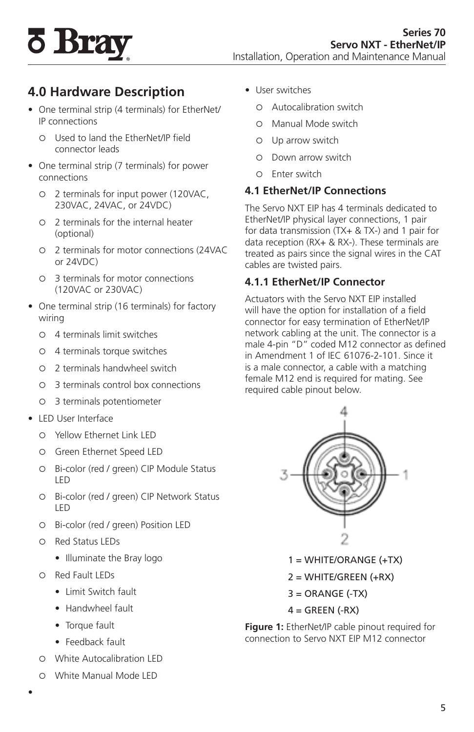# 4.0 Hardware Description

- One terminal strip (4 terminals) for EtherNet/IP connections
  - Used to land the EtherNet/IP field connector leads
- One terminal strip (7 terminals) for power connections
  - 2 terminals for input power (120VAC, 230VAC, 24VAC, or 24VDC)
  - 2 terminals for the internal heater (optional)
  - 2 terminals for motor connections (24VAC or 24VDC)
  - 3 terminals for motor connections (120VAC or 230VAC)
- One terminal strip (16 terminals) for factory wiring
  - 4 terminals limit switches
  - 4 terminals torque switches
  - 2 terminals handwheel switch
  - 3 terminals control box connections
  - 3 terminals potentiometer
- LED User Interface
  - Yellow Ethernet Link LED
  - Green Ethernet Speed LED
  - Bi-color (red / green) CIP Module Status LED
  - Bi-color (red / green) CIP Network Status LED
  - Bi-color (red / green) Position LED
  - Red Status LEDs
    - Illuminate the Bray logo
  - Red Fault LEDs
    - Limit Switch fault
    - Handwheel fault
    - Torque fault
    - Feedback fault
  - White Autocalibration LED
  - White Manual Mode LED
- User switches
  - Autocalibration switch
  - Manual Mode switch
  - Up arrow switch
  - Down arrow switch
  - Enter switch

## 4.1 EtherNet/IP Connections

The Servo NXT EIP has 4 terminals dedicated to EtherNet/IP physical layer connections, 1 pair for data transmission (TX+ & TX-) and 1 pair for data reception (RX+ & RX-). These terminals are treated as pairs since the signal wires in the CAT cables are twisted pairs.

### 4.1.1 EtherNet/IP Connector

Actuators with the Servo NXT EIP installed will have the option for installation of a field connector for easy termination of EtherNet/IP network cabling at the unit. The connector is a male 4-pin "D" coded M12 connector as defined in Amendment 1 of IEC 61076-2-101. Since it is a male connector, a cable with a matching female M12 end is required for mating. See required cable pinout below.

1 = WHITE/ORANGE (+TX)

2 = WHITE/GREEN (+RX)

3 = ORANGE (-TX)

4 = GREEN (-RX)

**Figure 1:** EtherNet/IP cable pinout required for connection to Servo NXT EIP M12 connector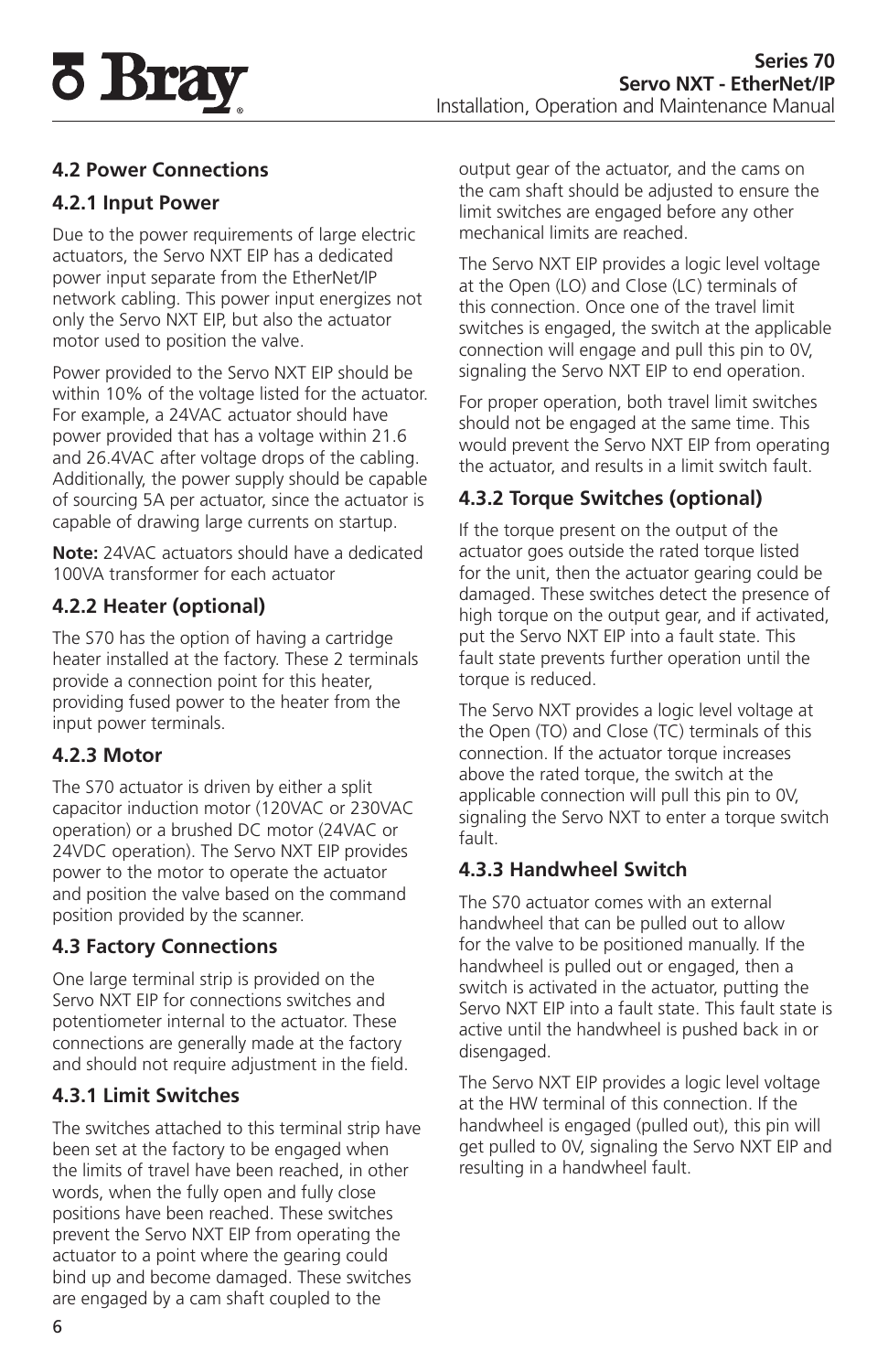## 4.2 Power Connections

### 4.2.1 Input Power

Due to the power requirements of large electric actuators, the Servo NXT EIP has a dedicated power input separate from the EtherNet/IP network cabling. This power input energizes not only the Servo NXT EIP, but also the actuator motor used to position the valve.

Power provided to the Servo NXT EIP should be within 10% of the voltage listed for the actuator. For example, a 24VAC actuator should have power provided that has a voltage within 21.6 and 26.4VAC after voltage drops of the cabling. Additionally, the power supply should be capable of sourcing 5A per actuator, since the actuator is capable of drawing large currents on startup.

**Note:** 24VAC actuators should have a dedicated 100VA transformer for each actuator

### 4.2.2 Heater (optional)

The S70 has the option of having a cartridge heater installed at the factory. These 2 terminals provide a connection point for this heater, providing fused power to the heater from the input power terminals.

### 4.2.3 Motor

The S70 actuator is driven by either a split capacitor induction motor (120VAC or 230VAC operation) or a brushed DC motor (24VAC or 24VDC operation). The Servo NXT EIP provides power to the motor to operate the actuator and position the valve based on the command position provided by the scanner.

## 4.3 Factory Connections

One large terminal strip is provided on the Servo NXT EIP for connections switches and potentiometer internal to the actuator. These connections are generally made at the factory and should not require adjustment in the field.

### 4.3.1 Limit Switches

The switches attached to this terminal strip have been set at the factory to be engaged when the limits of travel have been reached, in other words, when the fully open and fully close positions have been reached. These switches prevent the Servo NXT EIP from operating the actuator to a point where the gearing could bind up and become damaged. These switches are engaged by a cam shaft coupled to the output gear of the actuator, and the cams on the cam shaft should be adjusted to ensure the limit switches are engaged before any other mechanical limits are reached.

The Servo NXT EIP provides a logic level voltage at the Open (LO) and Close (LC) terminals of this connection. Once one of the travel limit switches is engaged, the switch at the applicable connection will engage and pull this pin to 0V, signaling the Servo NXT EIP to end operation.

For proper operation, both travel limit switches should not be engaged at the same time. This would prevent the Servo NXT EIP from operating the actuator, and results in a limit switch fault.

### 4.3.2 Torque Switches (optional)

If the torque present on the output of the actuator goes outside the rated torque listed for the unit, then the actuator gearing could be damaged. These switches detect the presence of high torque on the output gear, and if activated, put the Servo NXT EIP into a fault state. This fault state prevents further operation until the torque is reduced.

The Servo NXT provides a logic level voltage at the Open (TO) and Close (TC) terminals of this connection. If the actuator torque increases above the rated torque, the switch at the applicable connection will pull this pin to 0V, signaling the Servo NXT to enter a torque switch fault.

### 4.3.3 Handwheel Switch

The S70 actuator comes with an external handwheel that can be pulled out to allow for the valve to be positioned manually. If the handwheel is pulled out or engaged, then a switch is activated in the actuator, putting the Servo NXT EIP into a fault state. This fault state is active until the handwheel is pushed back in or disengaged.

The Servo NXT EIP provides a logic level voltage at the HW terminal of this connection. If the handwheel is engaged (pulled out), this pin will get pulled to 0V, signaling the Servo NXT EIP and resulting in a handwheel fault.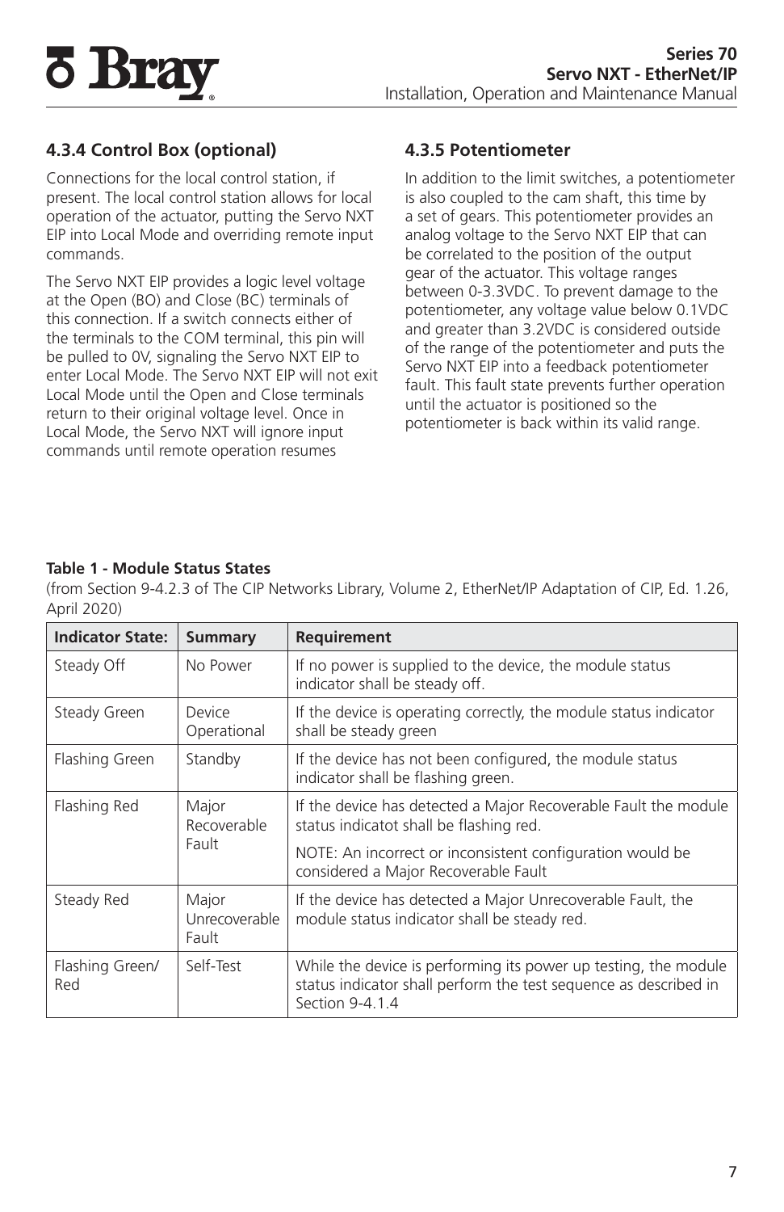### 4.3.4 Control Box (optional)

Connections for the local control station, if present. The local control station allows for local operation of the actuator, putting the Servo NXT EIP into Local Mode and overriding remote input commands.

The Servo NXT EIP provides a logic level voltage at the Open (BO) and Close (BC) terminals of this connection. If a switch connects either of the terminals to the COM terminal, this pin will be pulled to 0V, signaling the Servo NXT EIP to enter Local Mode. The Servo NXT EIP will not exit Local Mode until the Open and Close terminals return to their original voltage level. Once in Local Mode, the Servo NXT will ignore input commands until remote operation resumes

### 4.3.5 Potentiometer

In addition to the limit switches, a potentiometer is also coupled to the cam shaft, this time by a set of gears. This potentiometer provides an analog voltage to the Servo NXT EIP that can be correlated to the position of the output gear of the actuator. This voltage ranges between 0-3.3VDC. To prevent damage to the potentiometer, any voltage value below 0.1VDC and greater than 3.2VDC is considered outside of the range of the potentiometer and puts the Servo NXT EIP into a feedback potentiometer fault. This fault state prevents further operation until the actuator is positioned so the potentiometer is back within its valid range.

**Table 1 - Module Status States**

(from Section 9-4.2.3 of The CIP Networks Library, Volume 2, EtherNet/IP Adaptation of CIP, Ed. 1.26, April 2020)

| Indicator State: | Summary | Requirement |
|---|---|---|
| Steady Off | No Power | If no power is supplied to the device, the module status indicator shall be steady off. |
| Steady Green | Device Operational | If the device is operating correctly, the module status indicator shall be steady green |
| Flashing Green | Standby | If the device has not been configured, the module status indicator shall be flashing green. |
| Flashing Red | Major Recoverable Fault | If the device has detected a Major Recoverable Fault the module status indicatot shall be flashing red.<br>NOTE: An incorrect or inconsistent configuration would be considered a Major Recoverable Fault |
| Steady Red | Major Unrecoverable Fault | If the device has detected a Major Unrecoverable Fault, the module status indicator shall be steady red. |
| Flashing Green/ Red | Self-Test | While the device is performing its power up testing, the module status indicator shall perform the test sequence as described in Section 9-4.1.4 |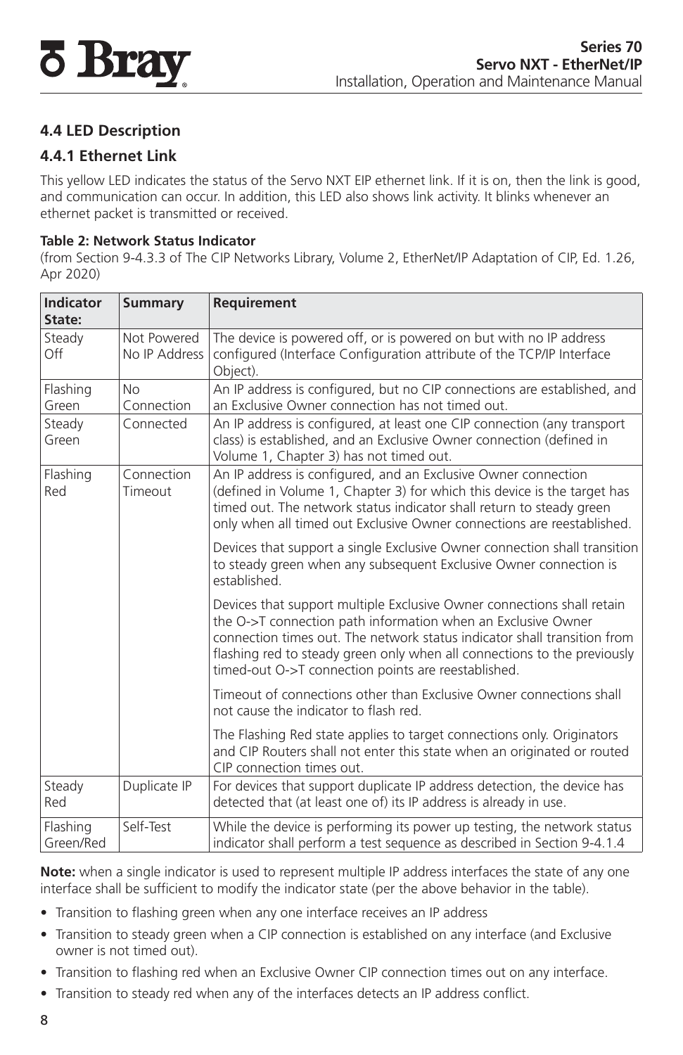## 4.4 LED Description

### 4.4.1 Ethernet Link

This yellow LED indicates the status of the Servo NXT EIP ethernet link. If it is on, then the link is good, and communication can occur. In addition, this LED also shows link activity. It blinks whenever an ethernet packet is transmitted or received.

**Table 2: Network Status Indicator**

(from Section 9-4.3.3 of The CIP Networks Library, Volume 2, EtherNet/IP Adaptation of CIP, Ed. 1.26, Apr 2020)

| Indicator State: | Summary | Requirement |
|---|---|---|
| Steady Off | Not Powered No IP Address | The device is powered off, or is powered on but with no IP address configured (Interface Configuration attribute of the TCP/IP Interface Object). |
| Flashing Green | No Connection | An IP address is configured, but no CIP connections are established, and an Exclusive Owner connection has not timed out. |
| Steady Green | Connected | An IP address is configured, at least one CIP connection (any transport class) is established, and an Exclusive Owner connection (defined in Volume 1, Chapter 3) has not timed out. |
| Flashing Red | Connection Timeout | An IP address is configured, and an Exclusive Owner connection (defined in Volume 1, Chapter 3) for which this device is the target has timed out. The network status indicator shall return to steady green only when all timed out Exclusive Owner connections are reestablished.<br><br>Devices that support a single Exclusive Owner connection shall transition to steady green when any subsequent Exclusive Owner connection is established.<br><br>Devices that support multiple Exclusive Owner connections shall retain the O->T connection path information when an Exclusive Owner connection times out. The network status indicator shall transition from flashing red to steady green only when all connections to the previously timed-out O->T connection points are reestablished.<br><br>Timeout of connections other than Exclusive Owner connections shall not cause the indicator to flash red.<br><br>The Flashing Red state applies to target connections only. Originators and CIP Routers shall not enter this state when an originated or routed CIP connection times out. |
| Steady Red | Duplicate IP | For devices that support duplicate IP address detection, the device has detected that (at least one of) its IP address is already in use. |
| Flashing Green/Red | Self-Test | While the device is performing its power up testing, the network status indicator shall perform a test sequence as described in Section 9-4.1.4 |

**Note:** when a single indicator is used to represent multiple IP address interfaces the state of any one interface shall be sufficient to modify the indicator state (per the above behavior in the table).

- Transition to flashing green when any one interface receives an IP address
- Transition to steady green when a CIP connection is established on any interface (and Exclusive owner is not timed out).
- Transition to flashing red when an Exclusive Owner CIP connection times out on any interface.
- Transition to steady red when any of the interfaces detects an IP address conflict.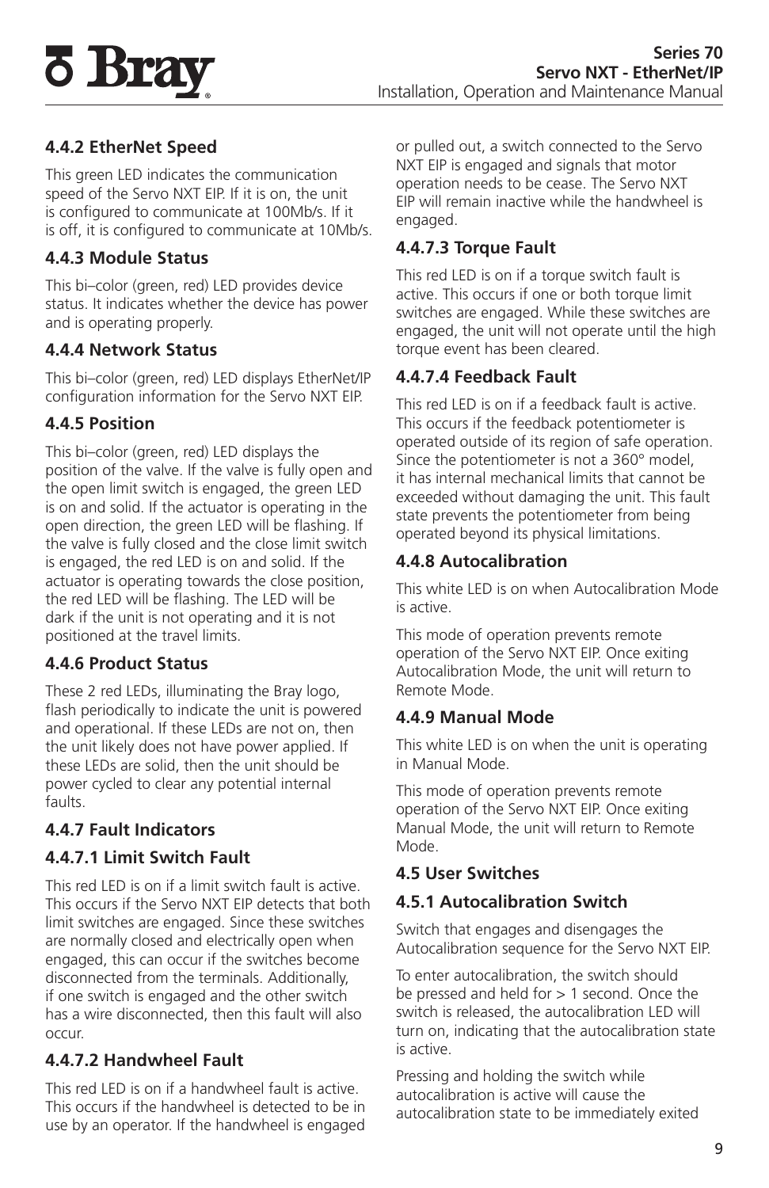### 4.4.2 EtherNet Speed

This green LED indicates the communication speed of the Servo NXT EIP. If it is on, the unit is configured to communicate at 100Mb/s. If it is off, it is configured to communicate at 10Mb/s.

### 4.4.3 Module Status

This bi–color (green, red) LED provides device status. It indicates whether the device has power and is operating properly.

### 4.4.4 Network Status

This bi–color (green, red) LED displays EtherNet/IP configuration information for the Servo NXT EIP.

### 4.4.5 Position

This bi–color (green, red) LED displays the position of the valve. If the valve is fully open and the open limit switch is engaged, the green LED is on and solid. If the actuator is operating in the open direction, the green LED will be flashing. If the valve is fully closed and the close limit switch is engaged, the red LED is on and solid. If the actuator is operating towards the close position, the red LED will be flashing. The LED will be dark if the unit is not operating and it is not positioned at the travel limits.

### 4.4.6 Product Status

These 2 red LEDs, illuminating the Bray logo, flash periodically to indicate the unit is powered and operational. If these LEDs are not on, then the unit likely does not have power applied. If these LEDs are solid, then the unit should be power cycled to clear any potential internal faults.

### 4.4.7 Fault Indicators

#### 4.4.7.1 Limit Switch Fault

This red LED is on if a limit switch fault is active. This occurs if the Servo NXT EIP detects that both limit switches are engaged. Since these switches are normally closed and electrically open when engaged, this can occur if the switches become disconnected from the terminals. Additionally, if one switch is engaged and the other switch has a wire disconnected, then this fault will also occur.

#### 4.4.7.2 Handwheel Fault

This red LED is on if a handwheel fault is active. This occurs if the handwheel is detected to be in use by an operator. If the handwheel is engaged or pulled out, a switch connected to the Servo NXT EIP is engaged and signals that motor operation needs to be cease. The Servo NXT EIP will remain inactive while the handwheel is engaged.

#### 4.4.7.3 Torque Fault

This red LED is on if a torque switch fault is active. This occurs if one or both torque limit switches are engaged. While these switches are engaged, the unit will not operate until the high torque event has been cleared.

#### 4.4.7.4 Feedback Fault

This red LED is on if a feedback fault is active. This occurs if the feedback potentiometer is operated outside of its region of safe operation. Since the potentiometer is not a 360° model, it has internal mechanical limits that cannot be exceeded without damaging the unit. This fault state prevents the potentiometer from being operated beyond its physical limitations.

### 4.4.8 Autocalibration

This white LED is on when Autocalibration Mode is active.

This mode of operation prevents remote operation of the Servo NXT EIP. Once exiting Autocalibration Mode, the unit will return to Remote Mode.

### 4.4.9 Manual Mode

This white LED is on when the unit is operating in Manual Mode.

This mode of operation prevents remote operation of the Servo NXT EIP. Once exiting Manual Mode, the unit will return to Remote Mode.

## 4.5 User Switches

### 4.5.1 Autocalibration Switch

Switch that engages and disengages the Autocalibration sequence for the Servo NXT EIP.

To enter autocalibration, the switch should be pressed and held for > 1 second. Once the switch is released, the autocalibration LED will turn on, indicating that the autocalibration state is active.

Pressing and holding the switch while autocalibration is active will cause the autocalibration state to be immediately exited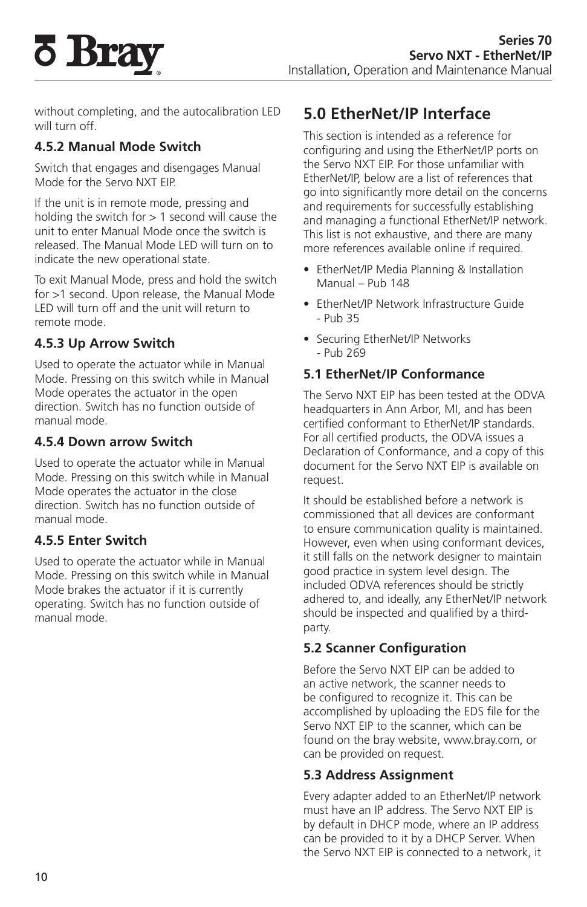without completing, and the autocalibration LED will turn off.

### 4.5.2 Manual Mode Switch

Switch that engages and disengages Manual Mode for the Servo NXT EIP.

If the unit is in remote mode, pressing and holding the switch for > 1 second will cause the unit to enter Manual Mode once the switch is released. The Manual Mode LED will turn on to indicate the new operational state.

To exit Manual Mode, press and hold the switch for >1 second. Upon release, the Manual Mode LED will turn off and the unit will return to remote mode.

### 4.5.3 Up Arrow Switch

Used to operate the actuator while in Manual Mode. Pressing on this switch while in Manual Mode operates the actuator in the open direction. Switch has no function outside of manual mode.

### 4.5.4 Down arrow Switch

Used to operate the actuator while in Manual Mode. Pressing on this switch while in Manual Mode operates the actuator in the close direction. Switch has no function outside of manual mode.

### 4.5.5 Enter Switch

Used to operate the actuator while in Manual Mode. Pressing on this switch while in Manual Mode brakes the actuator if it is currently operating. Switch has no function outside of manual mode.

# 5.0 EtherNet/IP Interface

This section is intended as a reference for configuring and using the EtherNet/IP ports on the Servo NXT EIP. For those unfamiliar with EtherNet/IP, below are a list of references that go into significantly more detail on the concerns and requirements for successfully establishing and managing a functional EtherNet/IP network. This list is not exhaustive, and there are many more references available online if required.

- EtherNet/IP Media Planning & Installation Manual – Pub 148
- EtherNet/IP Network Infrastructure Guide - Pub 35
- Securing EtherNet/IP Networks - Pub 269

### 5.1 EtherNet/IP Conformance

The Servo NXT EIP has been tested at the ODVA headquarters in Ann Arbor, MI, and has been certified conformant to EtherNet/IP standards. For all certified products, the ODVA issues a Declaration of Conformance, and a copy of this document for the Servo NXT EIP is available on request.

It should be established before a network is commissioned that all devices are conformant to ensure communication quality is maintained. However, even when using conformant devices, it still falls on the network designer to maintain good practice in system level design. The included ODVA references should be strictly adhered to, and ideally, any EtherNet/IP network should be inspected and qualified by a third-party.

### 5.2 Scanner Configuration

Before the Servo NXT EIP can be added to an active network, the scanner needs to be configured to recognize it. This can be accomplished by uploading the EDS file for the Servo NXT EIP to the scanner, which can be found on the bray website, www.bray.com, or can be provided on request.

### 5.3 Address Assignment

Every adapter added to an EtherNet/IP network must have an IP address. The Servo NXT EIP is by default in DHCP mode, where an IP address can be provided to it by a DHCP Server. When the Servo NXT EIP is connected to a network, it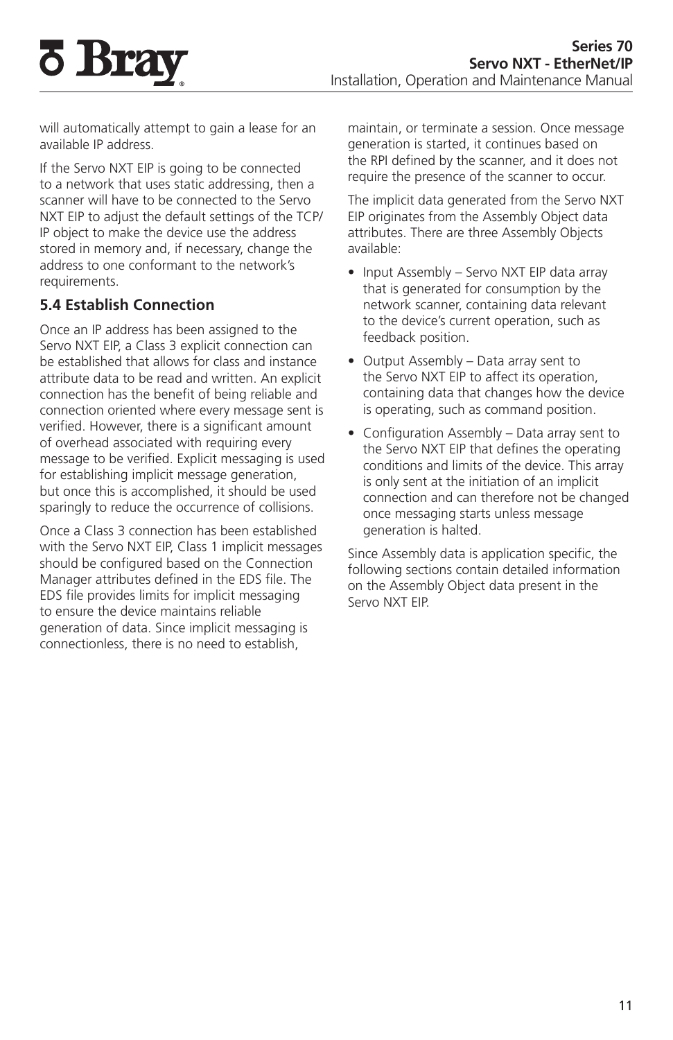will automatically attempt to gain a lease for an available IP address.

If the Servo NXT EIP is going to be connected to a network that uses static addressing, then a scanner will have to be connected to the Servo NXT EIP to adjust the default settings of the TCP/IP object to make the device use the address stored in memory and, if necessary, change the address to one conformant to the network's requirements.

## 5.4 Establish Connection

Once an IP address has been assigned to the Servo NXT EIP, a Class 3 explicit connection can be established that allows for class and instance attribute data to be read and written. An explicit connection has the benefit of being reliable and connection oriented where every message sent is verified. However, there is a significant amount of overhead associated with requiring every message to be verified. Explicit messaging is used for establishing implicit message generation, but once this is accomplished, it should be used sparingly to reduce the occurrence of collisions.

Once a Class 3 connection has been established with the Servo NXT EIP, Class 1 implicit messages should be configured based on the Connection Manager attributes defined in the EDS file. The EDS file provides limits for implicit messaging to ensure the device maintains reliable generation of data. Since implicit messaging is connectionless, there is no need to establish, maintain, or terminate a session. Once message generation is started, it continues based on the RPI defined by the scanner, and it does not require the presence of the scanner to occur.

The implicit data generated from the Servo NXT EIP originates from the Assembly Object data attributes. There are three Assembly Objects available:

- Input Assembly – Servo NXT EIP data array that is generated for consumption by the network scanner, containing data relevant to the device's current operation, such as feedback position.
- Output Assembly – Data array sent to the Servo NXT EIP to affect its operation, containing data that changes how the device is operating, such as command position.
- Configuration Assembly – Data array sent to the Servo NXT EIP that defines the operating conditions and limits of the device. This array is only sent at the initiation of an implicit connection and can therefore not be changed once messaging starts unless message generation is halted.

Since Assembly data is application specific, the following sections contain detailed information on the Assembly Object data present in the Servo NXT EIP.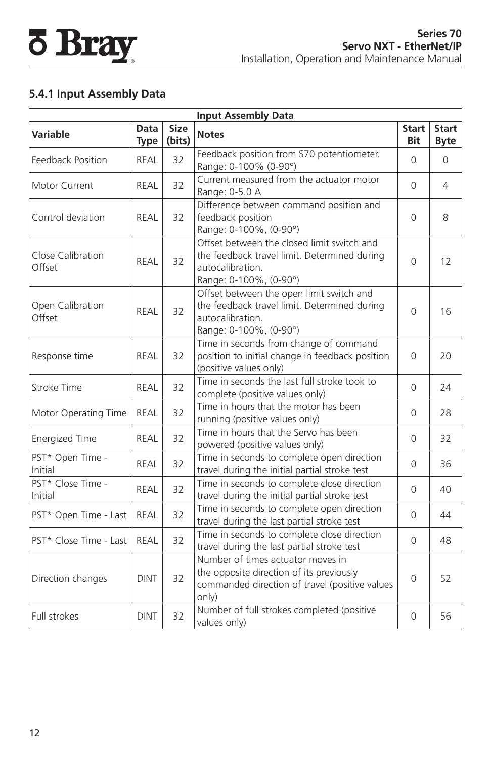### 5.4.1 Input Assembly Data

| Input Assembly Data | | | | | |
|---|---|---|---|---|---|
| **Variable** | **Data Type** | **Size (bits)** | **Notes** | **Start Bit** | **Start Byte** |
| Feedback Position | REAL | 32 | Feedback position from S70 potentiometer. Range: 0-100% (0-90°) | 0 | 0 |
| Motor Current | REAL | 32 | Current measured from the actuator motor Range: 0-5.0 A | 0 | 4 |
| Control deviation | REAL | 32 | Difference between command position and feedback position Range: 0-100%, (0-90°) | 0 | 8 |
| Close Calibration Offset | REAL | 32 | Offset between the closed limit switch and the feedback travel limit. Determined during autocalibration. Range: 0-100%, (0-90°) | 0 | 12 |
| Open Calibration Offset | REAL | 32 | Offset between the open limit switch and the feedback travel limit. Determined during autocalibration. Range: 0-100%, (0-90°) | 0 | 16 |
| Response time | REAL | 32 | Time in seconds from change of command position to initial change in feedback position (positive values only) | 0 | 20 |
| Stroke Time | REAL | 32 | Time in seconds the last full stroke took to complete (positive values only) | 0 | 24 |
| Motor Operating Time | REAL | 32 | Time in hours that the motor has been running (positive values only) | 0 | 28 |
| Energized Time | REAL | 32 | Time in hours that the Servo has been powered (positive values only) | 0 | 32 |
| PST* Open Time - Initial | REAL | 32 | Time in seconds to complete open direction travel during the initial partial stroke test | 0 | 36 |
| PST* Close Time - Initial | REAL | 32 | Time in seconds to complete close direction travel during the initial partial stroke test | 0 | 40 |
| PST* Open Time - Last | REAL | 32 | Time in seconds to complete open direction travel during the last partial stroke test | 0 | 44 |
| PST* Close Time - Last | REAL | 32 | Time in seconds to complete close direction travel during the last partial stroke test | 0 | 48 |
| Direction changes | DINT | 32 | Number of times actuator moves in the opposite direction of its previously commanded direction of travel (positive values only) | 0 | 52 |
| Full strokes | DINT | 32 | Number of full strokes completed (positive values only) | 0 | 56 |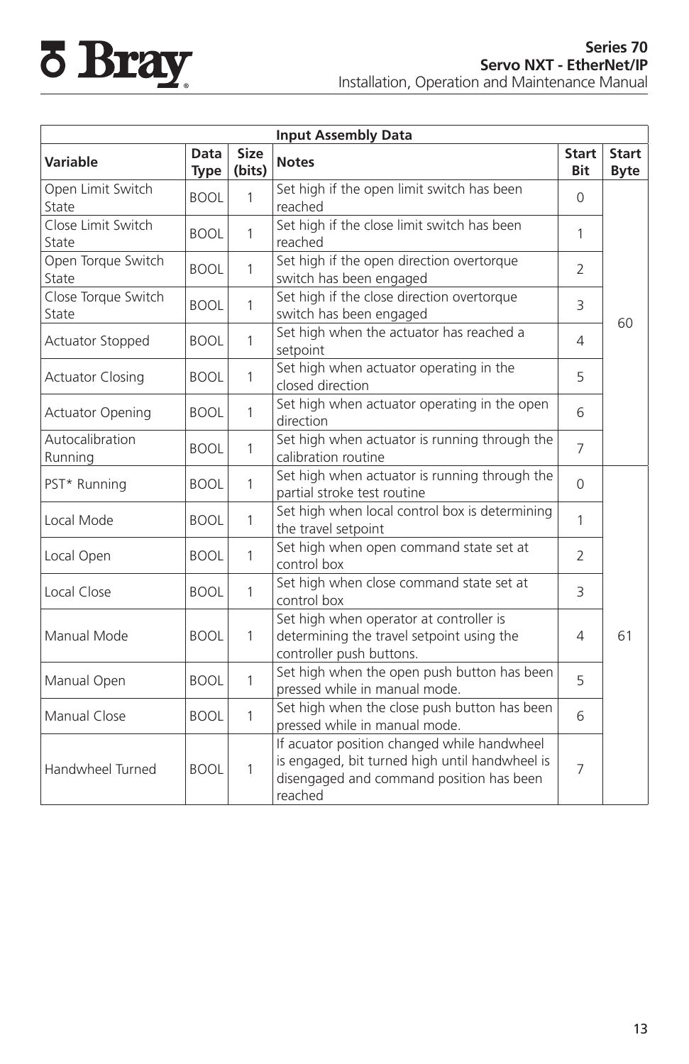| Input Assembly Data | | | | | |
|---|---|---|---|---|---|
| **Variable** | **Data Type** | **Size (bits)** | **Notes** | **Start Bit** | **Start Byte** |
| Open Limit Switch State | BOOL | 1 | Set high if the open limit switch has been reached | 0 | 60 |
| Close Limit Switch State | BOOL | 1 | Set high if the close limit switch has been reached | 1 | |
| Open Torque Switch State | BOOL | 1 | Set high if the open direction overtorque switch has been engaged | 2 | |
| Close Torque Switch State | BOOL | 1 | Set high if the close direction overtorque switch has been engaged | 3 | |
| Actuator Stopped | BOOL | 1 | Set high when the actuator has reached a setpoint | 4 | |
| Actuator Closing | BOOL | 1 | Set high when actuator operating in the closed direction | 5 | |
| Actuator Opening | BOOL | 1 | Set high when actuator operating in the open direction | 6 | |
| Autocalibration Running | BOOL | 1 | Set high when actuator is running through the calibration routine | 7 | |
| PST* Running | BOOL | 1 | Set high when actuator is running through the partial stroke test routine | 0 | 61 |
| Local Mode | BOOL | 1 | Set high when local control box is determining the travel setpoint | 1 | |
| Local Open | BOOL | 1 | Set high when open command state set at control box | 2 | |
| Local Close | BOOL | 1 | Set high when close command state set at control box | 3 | |
| Manual Mode | BOOL | 1 | Set high when operator at controller is determining the travel setpoint using the controller push buttons. | 4 | |
| Manual Open | BOOL | 1 | Set high when the open push button has been pressed while in manual mode. | 5 | |
| Manual Close | BOOL | 1 | Set high when the close push button has been pressed while in manual mode. | 6 | |
| Handwheel Turned | BOOL | 1 | If acuator position changed while handwheel is engaged, bit turned high until handwheel is disengaged and command position has been reached | 7 | |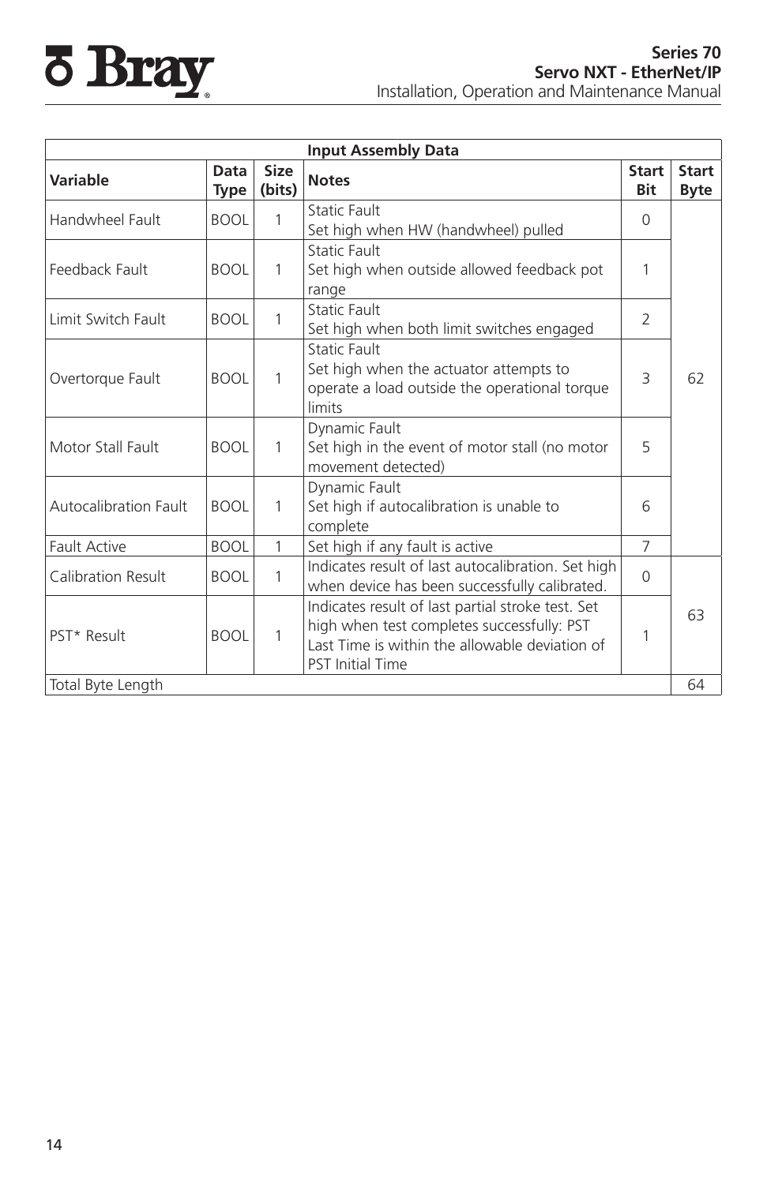| Input Assembly Data | | | | | |
|---|---|---|---|---|---|
| **Variable** | **Data Type** | **Size (bits)** | **Notes** | **Start Bit** | **Start Byte** |
| Handwheel Fault | BOOL | 1 | Static Fault<br>Set high when HW (handwheel) pulled | 0 | 62 |
| Feedback Fault | BOOL | 1 | Static Fault<br>Set high when outside allowed feedback pot range | 1 | |
| Limit Switch Fault | BOOL | 1 | Static Fault<br>Set high when both limit switches engaged | 2 | |
| Overtorque Fault | BOOL | 1 | Static Fault<br>Set high when the actuator attempts to operate a load outside the operational torque limits | 3 | |
| Motor Stall Fault | BOOL | 1 | Dynamic Fault<br>Set high in the event of motor stall (no motor movement detected) | 5 | |
| Autocalibration Fault | BOOL | 1 | Dynamic Fault<br>Set high if autocalibration is unable to complete | 6 | |
| Fault Active | BOOL | 1 | Set high if any fault is active | 7 | |
| Calibration Result | BOOL | 1 | Indicates result of last autocalibration. Set high when device has been successfully calibrated. | 0 | 63 |
| PST* Result | BOOL | 1 | Indicates result of last partial stroke test. Set high when test completes successfully: PST Last Time is within the allowable deviation of PST Initial Time | 1 | |
| Total Byte Length | | | | | 64 |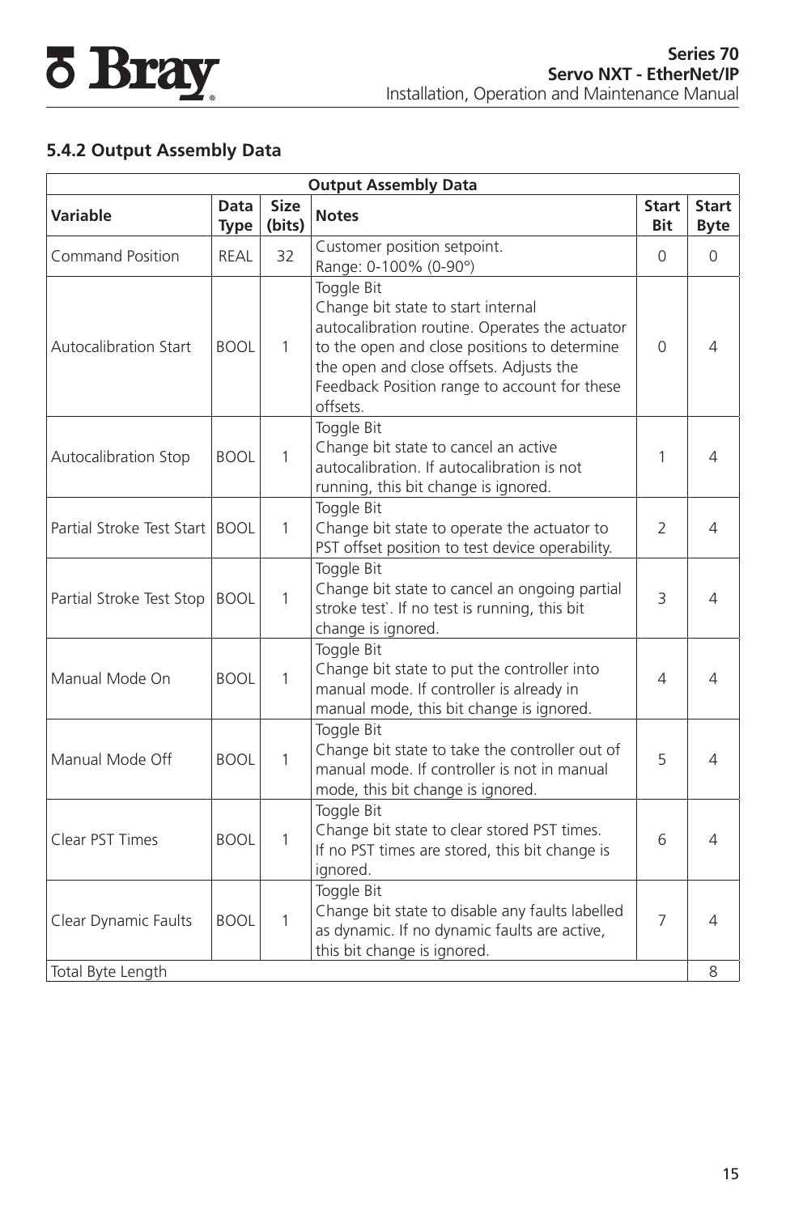### 5.4.2 Output Assembly Data

| Output Assembly Data | | | | | |
|---|---|---|---|---|---|
| **Variable** | **Data Type** | **Size (bits)** | **Notes** | **Start Bit** | **Start Byte** |
| Command Position | REAL | 32 | Customer position setpoint. Range: 0-100% (0-90°) | 0 | 0 |
| Autocalibration Start | BOOL | 1 | Toggle Bit Change bit state to start internal autocalibration routine. Operates the actuator to the open and close positions to determine the open and close offsets. Adjusts the Feedback Position range to account for these offsets. | 0 | 4 |
| Autocalibration Stop | BOOL | 1 | Toggle Bit Change bit state to cancel an active autocalibration. If autocalibration is not running, this bit change is ignored. | 1 | 4 |
| Partial Stroke Test Start | BOOL | 1 | Toggle Bit Change bit state to operate the actuator to PST offset position to test device operability. | 2 | 4 |
| Partial Stroke Test Stop | BOOL | 1 | Toggle Bit Change bit state to cancel an ongoing partial stroke test`. If no test is running, this bit change is ignored. | 3 | 4 |
| Manual Mode On | BOOL | 1 | Toggle Bit Change bit state to put the controller into manual mode. If controller is already in manual mode, this bit change is ignored. | 4 | 4 |
| Manual Mode Off | BOOL | 1 | Toggle Bit Change bit state to take the controller out of manual mode. If controller is not in manual mode, this bit change is ignored. | 5 | 4 |
| Clear PST Times | BOOL | 1 | Toggle Bit Change bit state to clear stored PST times. If no PST times are stored, this bit change is ignored. | 6 | 4 |
| Clear Dynamic Faults | BOOL | 1 | Toggle Bit Change bit state to disable any faults labelled as dynamic. If no dynamic faults are active, this bit change is ignored. | 7 | 4 |
| Total Byte Length | | | | | 8 |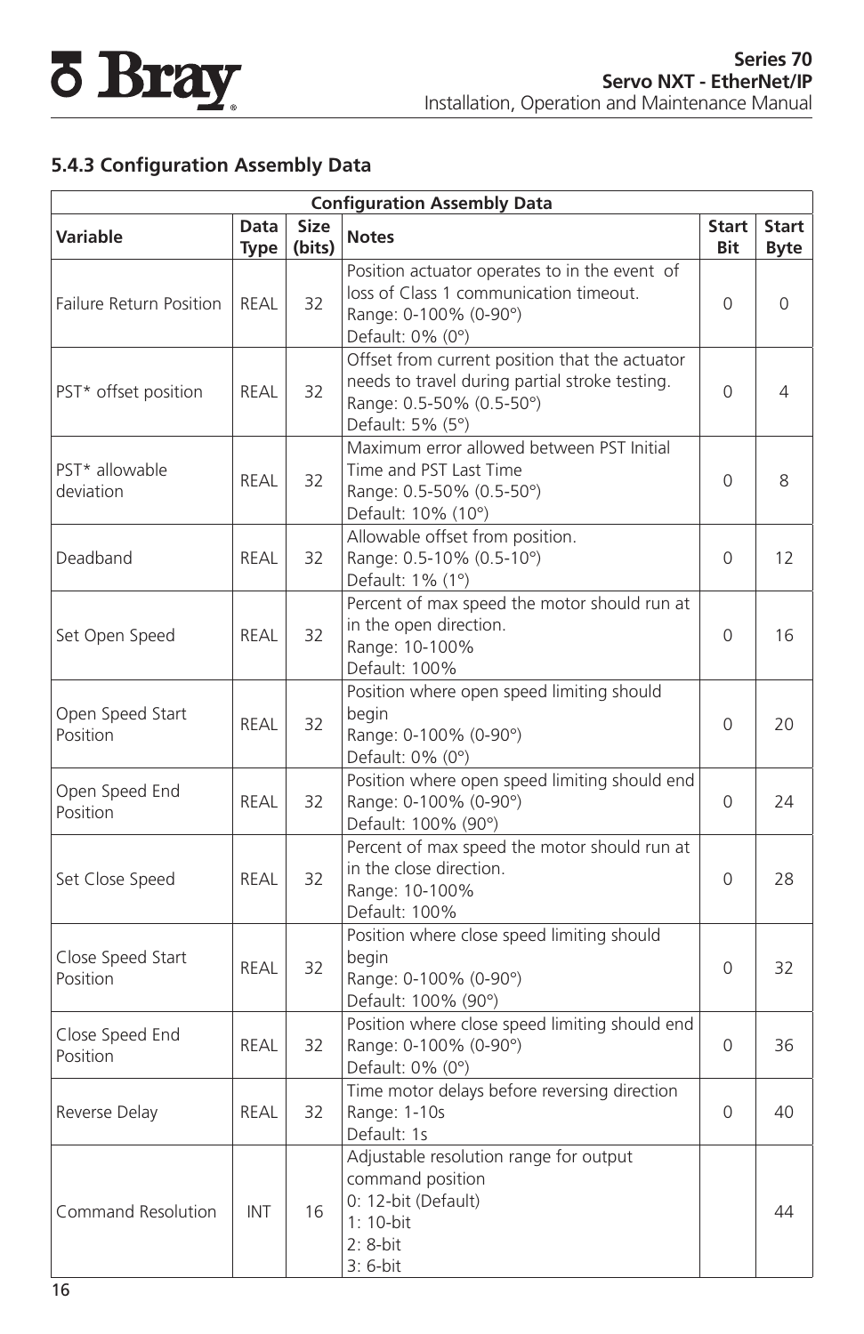### 5.4.3 Configuration Assembly Data

| Configuration Assembly Data | | | | | |
|---|---|---|---|---|---|
| **Variable** | **Data Type** | **Size (bits)** | **Notes** | **Start Bit** | **Start Byte** |
| Failure Return Position | REAL | 32 | Position actuator operates to in the event of loss of Class 1 communication timeout.<br>Range: 0-100% (0-90°)<br>Default: 0% (0°) | 0 | 0 |
| PST* offset position | REAL | 32 | Offset from current position that the actuator needs to travel during partial stroke testing.<br>Range: 0.5-50% (0.5-50°)<br>Default: 5% (5°) | 0 | 4 |
| PST* allowable deviation | REAL | 32 | Maximum error allowed between PST Initial Time and PST Last Time<br>Range: 0.5-50% (0.5-50°)<br>Default: 10% (10°) | 0 | 8 |
| Deadband | REAL | 32 | Allowable offset from position.<br>Range: 0.5-10% (0.5-10°)<br>Default: 1% (1°) | 0 | 12 |
| Set Open Speed | REAL | 32 | Percent of max speed the motor should run at in the open direction.<br>Range: 10-100%<br>Default: 100% | 0 | 16 |
| Open Speed Start Position | REAL | 32 | Position where open speed limiting should begin<br>Range: 0-100% (0-90°)<br>Default: 0% (0°) | 0 | 20 |
| Open Speed End Position | REAL | 32 | Position where open speed limiting should end<br>Range: 0-100% (0-90°)<br>Default: 100% (90°) | 0 | 24 |
| Set Close Speed | REAL | 32 | Percent of max speed the motor should run at in the close direction.<br>Range: 10-100%<br>Default: 100% | 0 | 28 |
| Close Speed Start Position | REAL | 32 | Position where close speed limiting should begin<br>Range: 0-100% (0-90°)<br>Default: 100% (90°) | 0 | 32 |
| Close Speed End Position | REAL | 32 | Position where close speed limiting should end<br>Range: 0-100% (0-90°)<br>Default: 0% (0°) | 0 | 36 |
| Reverse Delay | REAL | 32 | Time motor delays before reversing direction<br>Range: 1-10s<br>Default: 1s | 0 | 40 |
| Command Resolution | INT | 16 | Adjustable resolution range for output command position<br>0: 12-bit (Default)<br>1: 10-bit<br>2: 8-bit<br>3: 6-bit | | 44 |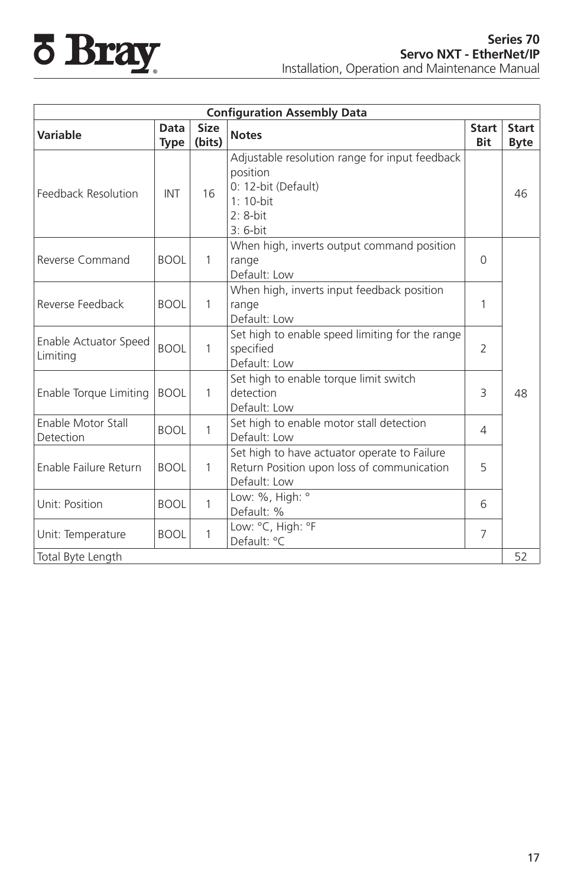| Configuration Assembly Data | | | | | |
|---|---|---|---|---|---|
| **Variable** | **Data Type** | **Size (bits)** | **Notes** | **Start Bit** | **Start Byte** |
| Feedback Resolution | INT | 16 | Adjustable resolution range for input feedback position<br>0: 12-bit (Default)<br>1: 10-bit<br>2: 8-bit<br>3: 6-bit | | 46 |
| Reverse Command | BOOL | 1 | When high, inverts output command position range<br>Default: Low | 0 | 48 |
| Reverse Feedback | BOOL | 1 | When high, inverts input feedback position range<br>Default: Low | 1 | 48 |
| Enable Actuator Speed Limiting | BOOL | 1 | Set high to enable speed limiting for the range specified<br>Default: Low | 2 | 48 |
| Enable Torque Limiting | BOOL | 1 | Set high to enable torque limit switch detection<br>Default: Low | 3 | 48 |
| Enable Motor Stall Detection | BOOL | 1 | Set high to enable motor stall detection<br>Default: Low | 4 | 48 |
| Enable Failure Return | BOOL | 1 | Set high to have actuator operate to Failure Return Position upon loss of communication<br>Default: Low | 5 | 48 |
| Unit: Position | BOOL | 1 | Low: %, High: °<br>Default: % | 6 | 48 |
| Unit: Temperature | BOOL | 1 | Low: °C, High: °F<br>Default: °C | 7 | 48 |
| Total Byte Length | | | | | 52 |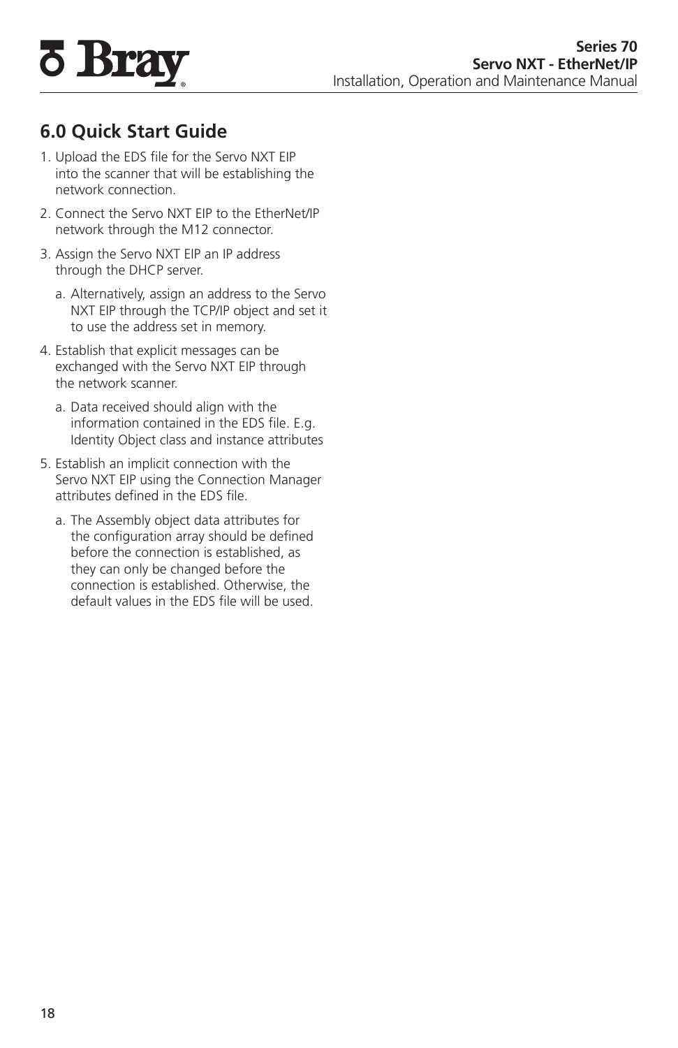## 6.0 Quick Start Guide

1. Upload the EDS file for the Servo NXT EIP into the scanner that will be establishing the network connection.
2. Connect the Servo NXT EIP to the EtherNet/IP network through the M12 connector.
3. Assign the Servo NXT EIP an IP address through the DHCP server.
   a. Alternatively, assign an address to the Servo NXT EIP through the TCP/IP object and set it to use the address set in memory.
4. Establish that explicit messages can be exchanged with the Servo NXT EIP through the network scanner.
   a. Data received should align with the information contained in the EDS file. E.g. Identity Object class and instance attributes
5. Establish an implicit connection with the Servo NXT EIP using the Connection Manager attributes defined in the EDS file.
   a. The Assembly object data attributes for the configuration array should be defined before the connection is established, as they can only be changed before the connection is established. Otherwise, the default values in the EDS file will be used.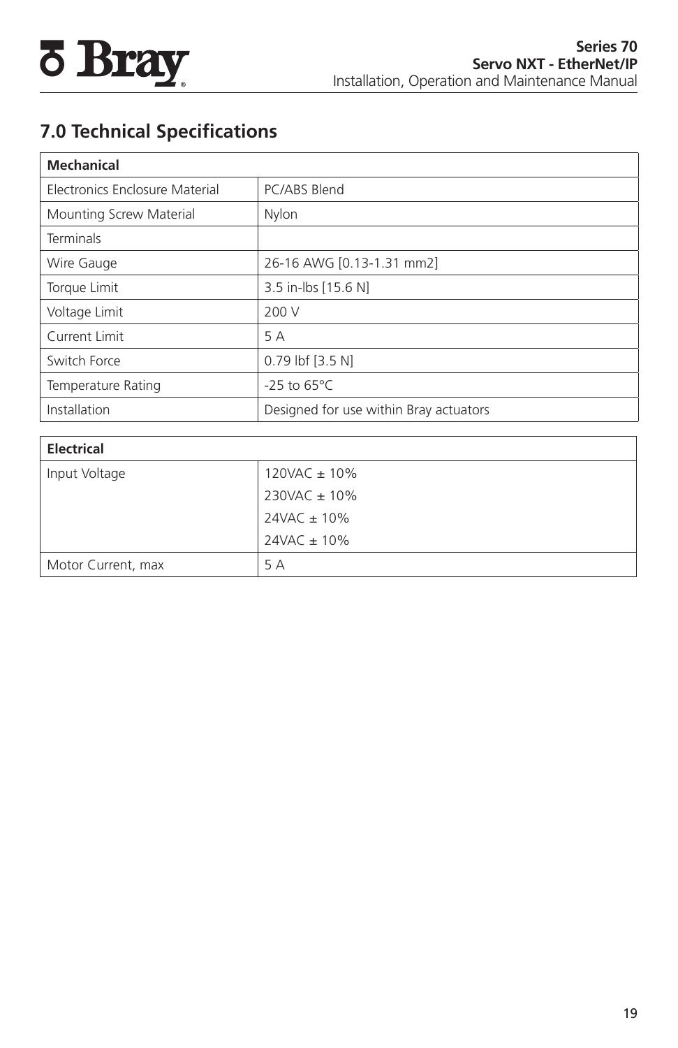## 7.0 Technical Specifications

| **Mechanical** | |
|---|---|
| Electronics Enclosure Material | PC/ABS Blend |
| Mounting Screw Material | Nylon |
| Terminals | |
| Wire Gauge | 26-16 AWG [0.13-1.31 mm2] |
| Torque Limit | 3.5 in-lbs [15.6 N] |
| Voltage Limit | 200 V |
| Current Limit | 5 A |
| Switch Force | 0.79 lbf [3.5 N] |
| Temperature Rating | -25 to 65°C |
| Installation | Designed for use within Bray actuators |

| **Electrical** | |
|---|---|
| Input Voltage | 120VAC ± 10%<br>230VAC ± 10%<br>24VAC ± 10%<br>24VAC ± 10% |
| Motor Current, max | 5 A |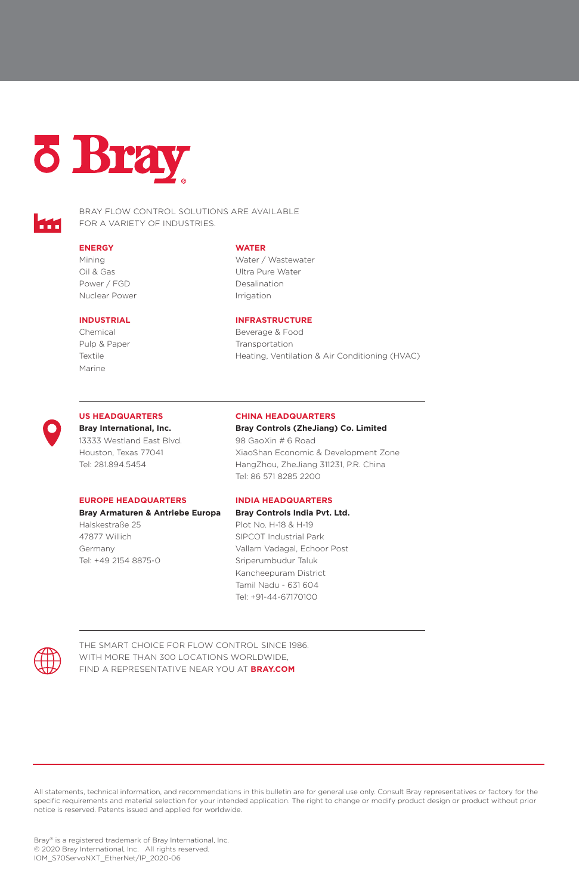BRAY FLOW CONTROL SOLUTIONS ARE AVAILABLE FOR A VARIETY OF INDUSTRIES.

**ENERGY**
Mining
Oil & Gas
Power / FGD
Nuclear Power

**INDUSTRIAL**
Chemical
Pulp & Paper
Textile
Marine

**WATER**
Water / Wastewater
Ultra Pure Water
Desalination
Irrigation

**INFRASTRUCTURE**
Beverage & Food
Transportation
Heating, Ventilation & Air Conditioning (HVAC)

---

**US HEADQUARTERS**
**Bray International, Inc.**
13333 Westland East Blvd.
Houston, Texas 77041
Tel: 281.894.5454

**EUROPE HEADQUARTERS**
**Bray Armaturen & Antriebe Europa**
Halskestraße 25
47877 Willich
Germany
Tel: +49 2154 8875-0

**CHINA HEADQUARTERS**
**Bray Controls (ZheJiang) Co. Limited**
98 GaoXin # 6 Road
XiaoShan Economic & Development Zone
HangZhou, ZheJiang 311231, P.R. China
Tel: 86 571 8285 2200

**INDIA HEADQUARTERS**
**Bray Controls India Pvt. Ltd.**
Plot No. H-18 & H-19
SIPCOT Industrial Park
Vallam Vadagal, Echoor Post
Sriperumbudur Taluk
Kancheepuram District
Tamil Nadu - 631 604
Tel: +91-44-67170100

---

THE SMART CHOICE FOR FLOW CONTROL SINCE 1986.
WITH MORE THAN 300 LOCATIONS WORLDWIDE,
FIND A REPRESENTATIVE NEAR YOU AT **BRAY.COM**

---

All statements, technical information, and recommendations in this bulletin are for general use only. Consult Bray representatives or factory for the specific requirements and material selection for your intended application. The right to change or modify product design or product without prior notice is reserved. Patents issued and applied for worldwide.

Bray® is a registered trademark of Bray International, Inc.
© 2020 Bray International, Inc. All rights reserved.
IOM_S70ServoNXT_EtherNet/IP_2020-06